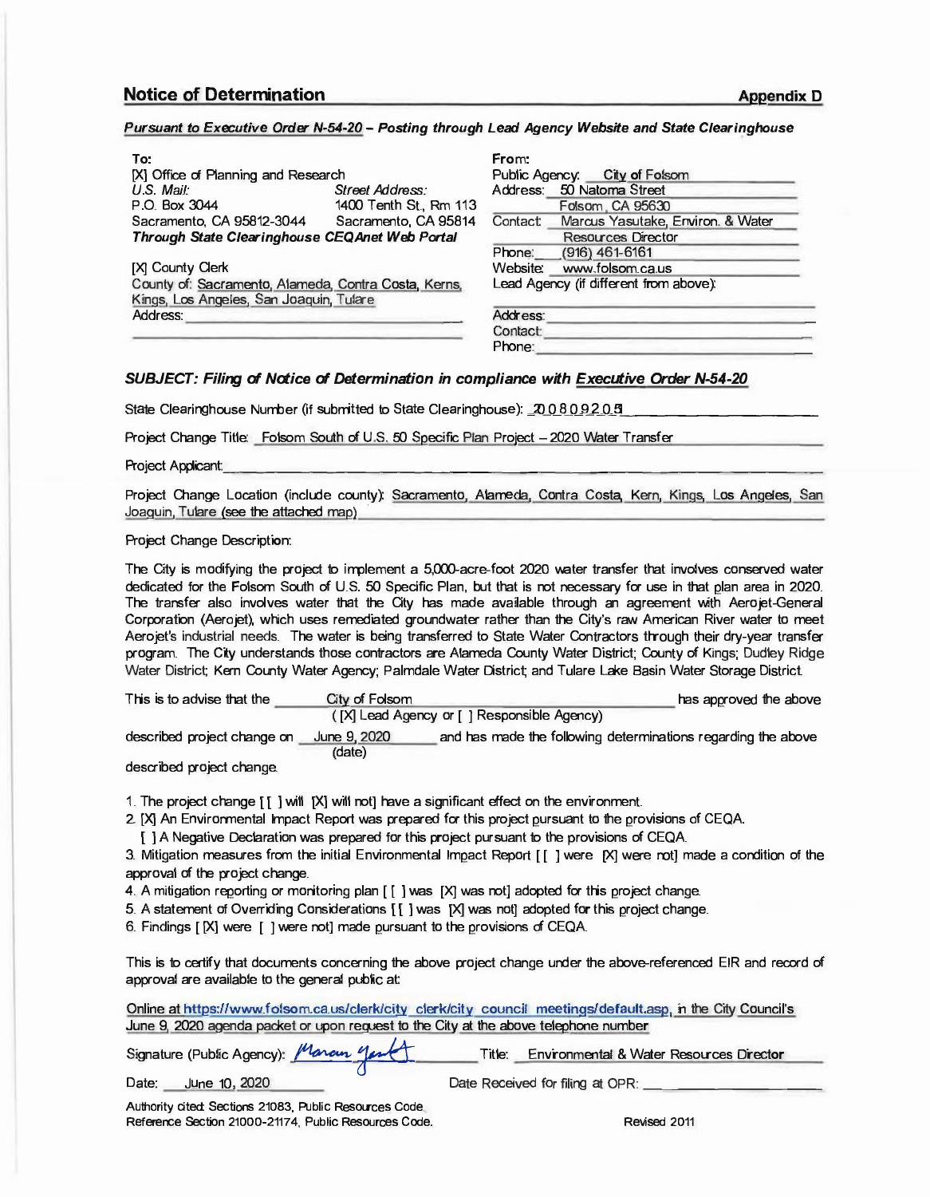## Notice of Determination

**Appendix D**

***Pursuant to Executive Order N-54-20 – Posting through Lead Agency Website and State Clearinghouse***

**To:**
[X] Office of Planning and Research
*U.S. Mail:* P.O. Box 3044, Sacramento, CA 95812-3044
*Street Address:* 1400 Tenth St., Rm 113, Sacramento, CA 95814
***Through State Clearinghouse CEQAnet Web Portal***

[X] County Clerk
County of: Sacramento, Alameda, Contra Costa, Kerns, Kings, Los Angeles, San Joaquin, Tulare
Address: ______

**From:**
Public Agency: City of Folsom
Address: 50 Natoma Street, Folsom, CA 95630
Contact: Marcus Yasutake, Environ. & Water Resources Director
Phone: (916) 461-6161
Website: www.folsom.ca.us
Lead Agency (if different from above): ______
Address: ______
Contact: ______
Phone: ______

***SUBJECT: Filing of Notice of Determination in compliance with Executive Order N-54-20***

State Clearinghouse Number (if submitted to State Clearinghouse): 2008092051

Project Change Title: Folsom South of U.S. 50 Specific Plan Project – 2020 Water Transfer

Project Applicant: ______

Project Change Location (include county): Sacramento, Alameda, Contra Costa, Kern, Kings, Los Angeles, San Joaquin, Tulare (see the attached map)

Project Change Description:

The City is modifying the project to implement a 5,000-acre-foot 2020 water transfer that involves conserved water dedicated for the Folsom South of U.S. 50 Specific Plan, but that is not necessary for use in that plan area in 2020. The transfer also involves water that the City has made available through an agreement with Aerojet-General Corporation (Aerojet), which uses remediated groundwater rather than the City's raw American River water to meet Aerojet's industrial needs. The water is being transferred to State Water Contractors through their dry-year transfer program. The City understands those contractors are Alameda County Water District; County of Kings; Dudley Ridge Water District; Kern County Water Agency; Palmdale Water District; and Tulare Lake Basin Water Storage District.

This is to advise that the City of Folsom ([X] Lead Agency or [ ] Responsible Agency) has approved the above described project change on June 9, 2020 (date) and has made the following determinations regarding the above described project change.

1. The project change [ ] will [X] will not] have a significant effect on the environment.
2. [X] An Environmental Impact Report was prepared for this project pursuant to the provisions of CEQA.
   [ ] A Negative Declaration was prepared for this project pursuant to the provisions of CEQA.
3. Mitigation measures from the initial Environmental Impact Report [[ ] were [X] were not] made a condition of the approval of the project change.
4. A mitigation reporting or monitoring plan [ ] was [X] was not] adopted for this project change.
5. A statement of Overriding Considerations [[ ] was [X] was not] adopted for this project change.
6. Findings [X] were [ ] were not] made pursuant to the provisions of CEQA.

This is to certify that documents concerning the above project change under the above-referenced EIR and record of approval are available to the general public at:

Online at https://www.folsom.ca.us/clerk/city_clerk/city_council_meetings/default.asp, in the City Council's June 9, 2020 agenda packet or upon request to the City at the above telephone number

Signature (Public Agency): *Marcus Yasutake* Title: Environmental & Water Resources Director

Date: June 10, 2020 Date Received for filing at OPR: ______

Authority cited: Sections 21083, Public Resources Code.
Reference Section 21000-21174, Public Resources Code.

Revised 2011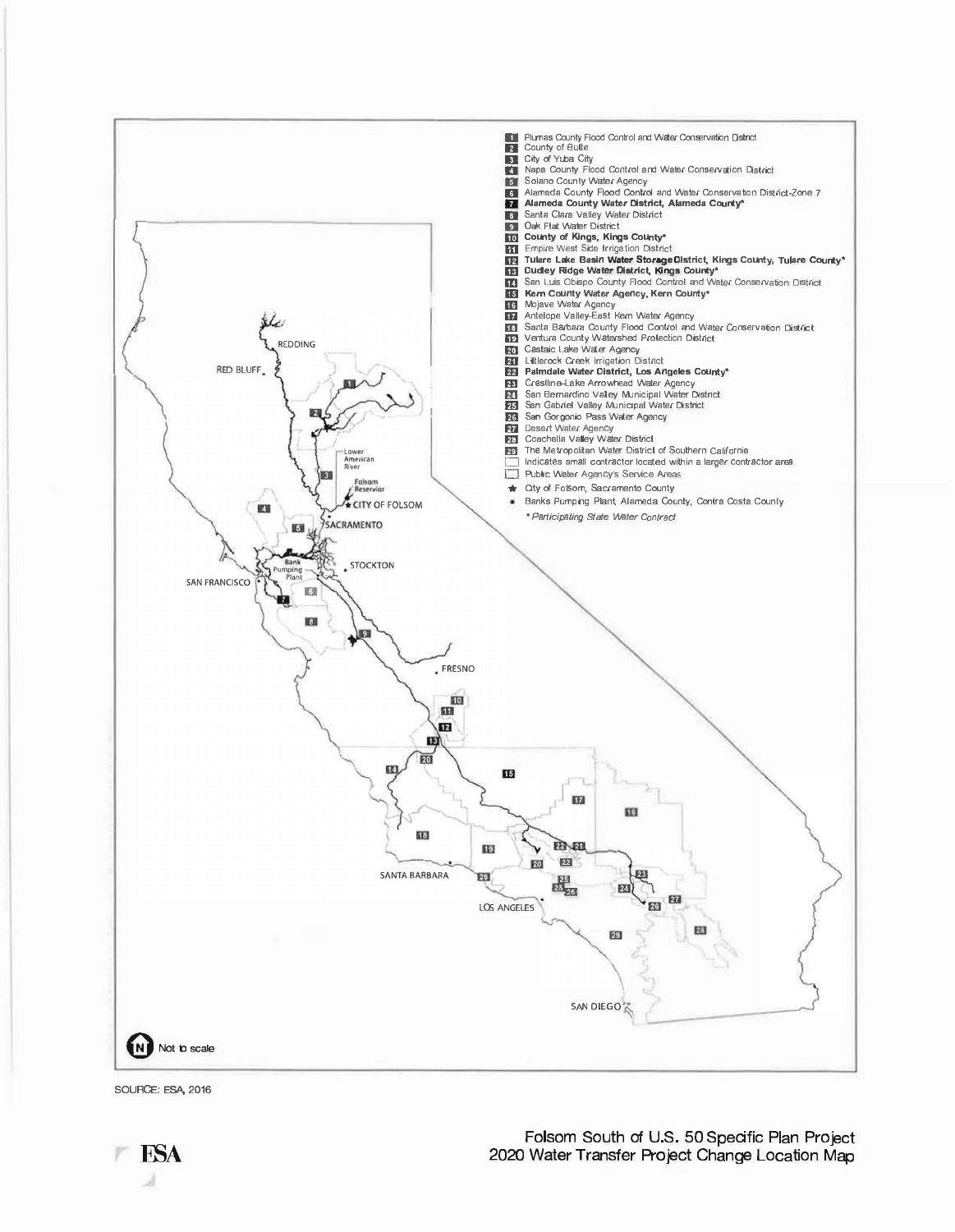1 Plumas County Flood Control and Water Conservation District
2 County of Butte
3 City of Yuba City
4 Napa County Flood Control and Water Conservation District
5 Solano County Water Agency
6 Alameda County Flood Control and Water Conservation District-Zone 7
**7 Alameda County Water District, Alameda County***
8 Santa Clara Valley Water District
9 Oak Flat Water District
**10 County of Kings, Kings County***
11 Empire West Side Irrigation District
**12 Tulare Lake Basin Water Storage District, Kings County, Tulare County***
**13 Dudley Ridge Water District, Kings County***
14 San Luis Obispo County Flood Control and Water Conservation District
**15 Kern County Water Agency, Kern County***
16 Mojave Water Agency
17 Antelope Valley-East Kern Water Agency
18 Santa Barbara County Flood Control and Water Conservation District
19 Ventura County Watershed Protection District
20 Castaic Lake Water Agency
21 Littlerock Creek Irrigation District
**22 Palmdale Water District, Los Angeles County***
23 Crestline-Lake Arrowhead Water Agency
24 San Bernardino Valley Municipal Water District
25 San Gabriel Valley Municipal Water District
26 San Gorgonio Pass Water Agency
27 Desert Water Agency
28 Coachella Valley Water District
29 The Metropolitan Water District of Southern California

Indicates small contractor located within a larger contractor area
Public Water Agency's Service Areas
★ City of Folsom, Sacramento County
● Banks Pumping Plant, Alameda County, Contra Costa County

*\* Participating State Water Contract*

REDDING
RED BLUFF
Lower American River
Folsom Reservoir
CITY OF FOLSOM
SACRAMENTO
Bank Pumping Plant
STOCKTON
SAN FRANCISCO
FRESNO
SANTA BARBARA
LOS ANGELES
SAN DIEGO

Not to scale

SOURCE: ESA, 2016

ESA

Folsom South of U.S. 50 Specific Plan Project
2020 Water Transfer Project Change Location Map